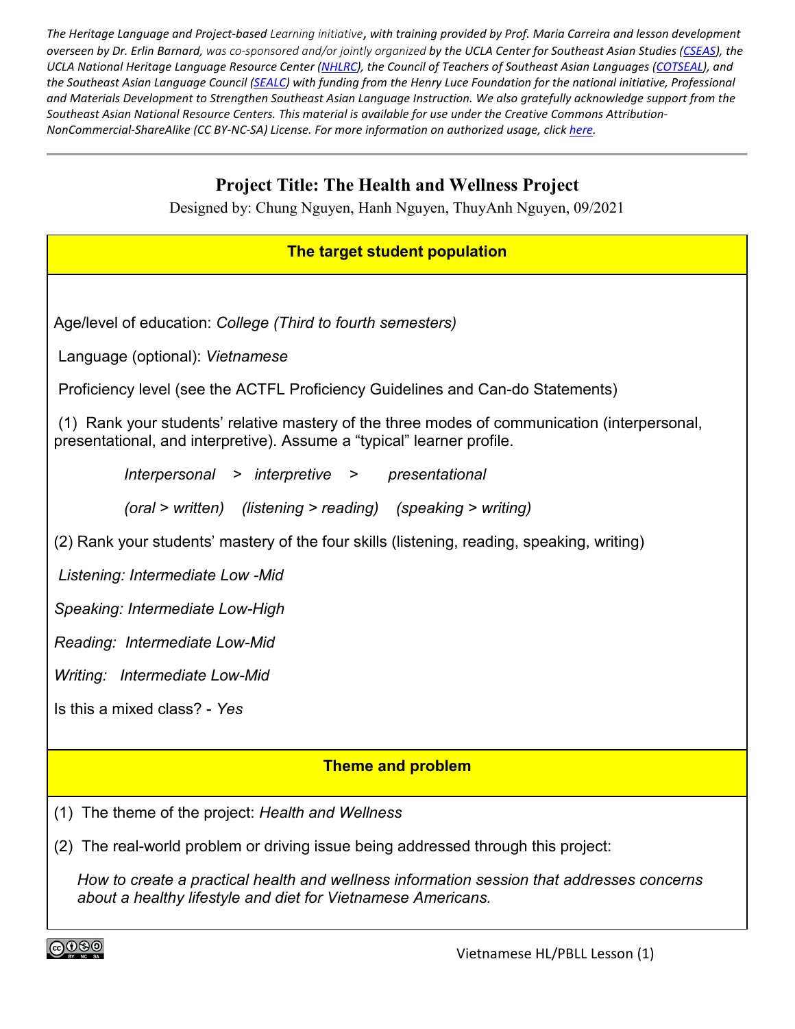*The Heritage Language and Project-based Learning initiative, with training provided by Prof. Maria Carreira and lesson development overseen by Dr. Erlin Barnard, was co-sponsored and/or jointly organized by the UCLA Center for Southeast Asian Studies ([CSEAS](#)), the UCLA National Heritage Language Resource Center ([NHLRC](#)), the Council of Teachers of Southeast Asian Languages ([COTSEAL](#)), and the Southeast Asian Language Council ([SEALC](#)) with funding from the Henry Luce Foundation for the national initiative, Professional and Materials Development to Strengthen Southeast Asian Language Instruction. We also gratefully acknowledge support from the Southeast Asian National Resource Centers. This material is available for use under the Creative Commons Attribution-NonCommercial-ShareAlike (CC BY-NC-SA) License. For more information on authorized usage, click [here](#).*

---

# Project Title: The Health and Wellness Project

Designed by: Chung Nguyen, Hanh Nguyen, ThuyAnh Nguyen, 09/2021

## The target student population

Age/level of education: *College (Third to fourth semesters)*

Language (optional): *Vietnamese*

Proficiency level (see the ACTFL Proficiency Guidelines and Can-do Statements)

(1) Rank your students' relative mastery of the three modes of communication (interpersonal, presentational, and interpretive). Assume a "typical" learner profile.

*Interpersonal > interpretive > presentational*

*(oral > written) (listening > reading) (speaking > writing)*

(2) Rank your students' mastery of the four skills (listening, reading, speaking, writing)

*Listening: Intermediate Low -Mid*

*Speaking: Intermediate Low-High*

*Reading: Intermediate Low-Mid*

*Writing: Intermediate Low-Mid*

Is this a mixed class? - *Yes*

## Theme and problem

(1) The theme of the project: *Health and Wellness*

(2) The real-world problem or driving issue being addressed through this project:

*How to create a practical health and wellness information session that addresses concerns about a healthy lifestyle and diet for Vietnamese Americans.*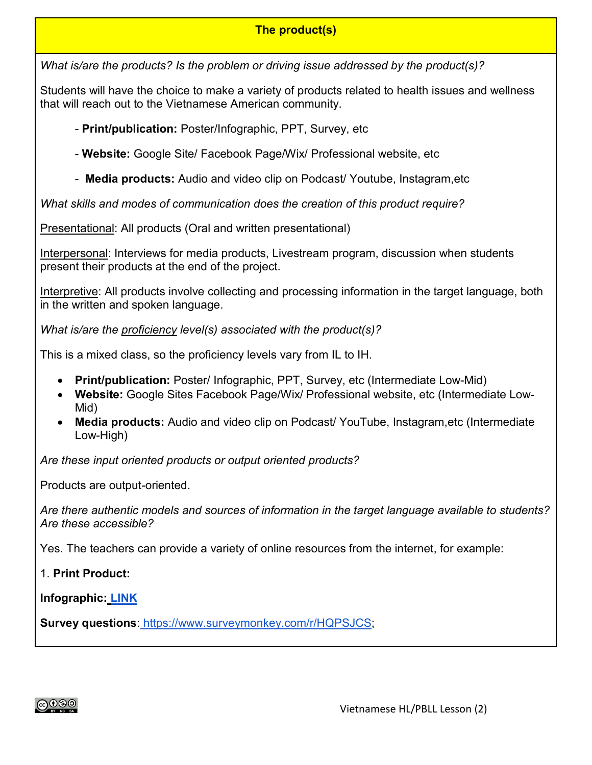## The product(s)

*What is/are the products? Is the problem or driving issue addressed by the product(s)?*

Students will have the choice to make a variety of products related to health issues and wellness that will reach out to the Vietnamese American community.

- **Print/publication:** Poster/Infographic, PPT, Survey, etc
- **Website:** Google Site/ Facebook Page/Wix/ Professional website, etc
- **Media products:** Audio and video clip on Podcast/ Youtube, Instagram,etc

*What skills and modes of communication does the creation of this product require?*

Presentational: All products (Oral and written presentational)

Interpersonal: Interviews for media products, Livestream program, discussion when students present their products at the end of the project.

Interpretive: All products involve collecting and processing information in the target language, both in the written and spoken language.

*What is/are the proficiency level(s) associated with the product(s)?*

This is a mixed class, so the proficiency levels vary from IL to IH.

- **Print/publication:** Poster/ Infographic, PPT, Survey, etc (Intermediate Low-Mid)
- **Website:** Google Sites Facebook Page/Wix/ Professional website, etc (Intermediate Low-Mid)
- **Media products:** Audio and video clip on Podcast/ YouTube, Instagram,etc (Intermediate Low-High)

*Are these input oriented products or output oriented products?*

Products are output-oriented.

*Are there authentic models and sources of information in the target language available to students? Are these accessible?*

Yes. The teachers can provide a variety of online resources from the internet, for example:

1. **Print Product:**

**Infographic:** LINK

**Survey questions**: https://www.surveymonkey.com/r/HQPSJCS;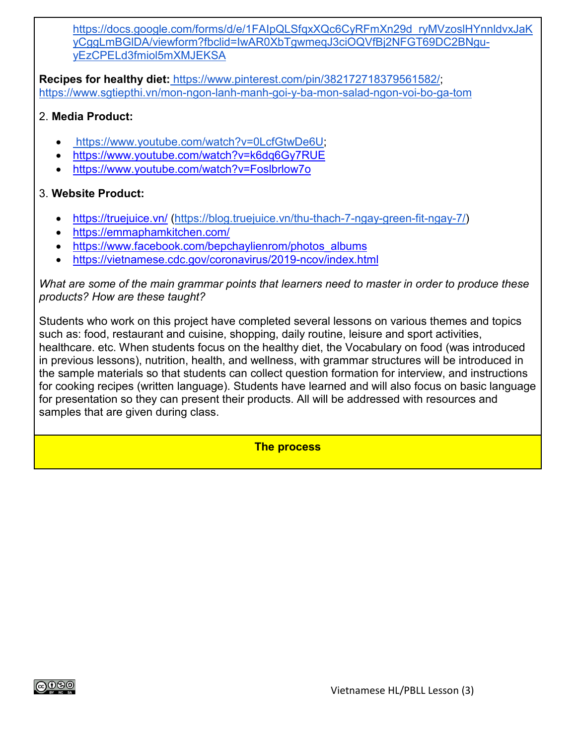https://docs.google.com/forms/d/e/1FAIpQLSfqxXQc6CyRFmXn29d_ryMVzoslHYnnldvxJaKyCggLmBGIDA/viewform?fbclid=IwAR0XbTgwmeqJ3ciOQVfBj2NFGT69DC2BNgu-yEzCPELd3fmiol5mXMJEKSA

**Recipes for healthy diet:** https://www.pinterest.com/pin/382172718379561582/; https://www.sgtiepthi.vn/mon-ngon-lanh-manh-goi-y-ba-mon-salad-ngon-voi-bo-ga-tom

2. **Media Product:**

- https://www.youtube.com/watch?v=0LcfGtwDe6U;
- https://www.youtube.com/watch?v=k6dq6Gy7RUE
- https://www.youtube.com/watch?v=Foslbrlow7o

3. **Website Product:**

- https://truejuice.vn/ (https://blog.truejuice.vn/thu-thach-7-ngay-green-fit-ngay-7/)
- https://emmaphamkitchen.com/
- https://www.facebook.com/bepchaylienrom/photos_albums
- https://vietnamese.cdc.gov/coronavirus/2019-ncov/index.html

*What are some of the main grammar points that learners need to master in order to produce these products? How are these taught?*

Students who work on this project have completed several lessons on various themes and topics such as: food, restaurant and cuisine, shopping, daily routine, leisure and sport activities, healthcare. etc. When students focus on the healthy diet, the Vocabulary on food (was introduced in previous lessons), nutrition, health, and wellness, with grammar structures will be introduced in the sample materials so that students can collect question formation for interview, and instructions for cooking recipes (written language). Students have learned and will also focus on basic language for presentation so they can present their products. All will be addressed with resources and samples that are given during class.

**The process**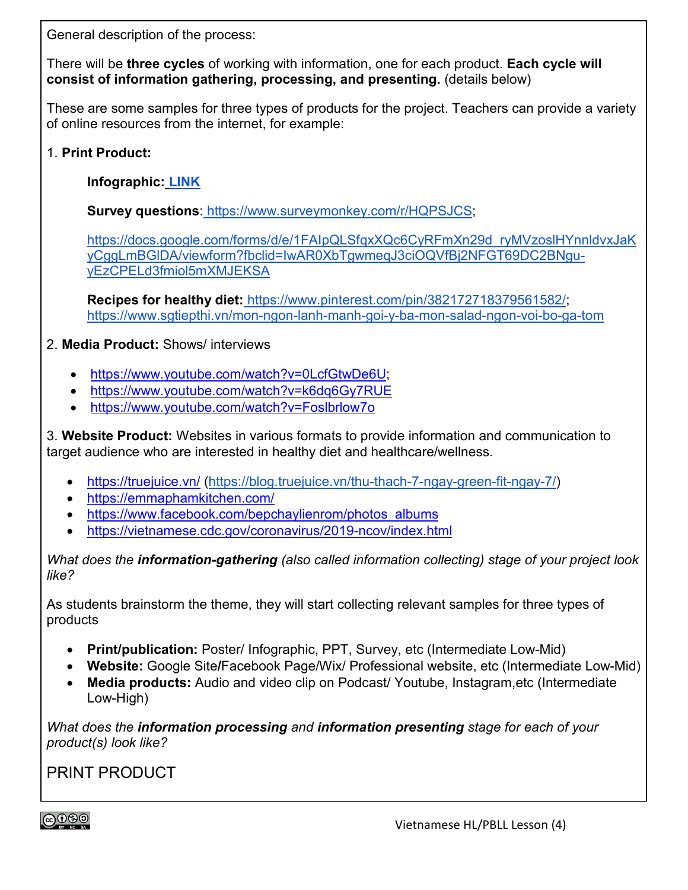General description of the process:

There will be **three cycles** of working with information, one for each product. **Each cycle will consist of information gathering, processing, and presenting.** (details below)

These are some samples for three types of products for the project. Teachers can provide a variety of online resources from the internet, for example:

1. **Print Product:**

   **Infographic:** LINK

   **Survey questions**: https://www.surveymonkey.com/r/HQPSJCS;

   https://docs.google.com/forms/d/e/1FAIpQLSfqxXQc6CyRFmXn29d_ryMVzoslHYnnldvxJaKyCggLmBGlDA/viewform?fbclid=IwAR0XbTgwmeqJ3ciOQVfBj2NFGT69DC2BNgu-yEzCPELd3fmiol5mXMJEKSA

   **Recipes for healthy diet:** https://www.pinterest.com/pin/382172718379561582/; https://www.sgtiepthi.vn/mon-ngon-lanh-manh-goi-y-ba-mon-salad-ngon-voi-bo-ga-tom

2. **Media Product:** Shows/ interviews

   - https://www.youtube.com/watch?v=0LcfGtwDe6U;
   - https://www.youtube.com/watch?v=k6dq6Gy7RUE
   - https://www.youtube.com/watch?v=Foslbrlow7o

3. **Website Product:** Websites in various formats to provide information and communication to target audience who are interested in healthy diet and healthcare/wellness.

   - https://truejuice.vn/ (https://blog.truejuice.vn/thu-thach-7-ngay-green-fit-ngay-7/)
   - https://emmaphamkitchen.com/
   - https://www.facebook.com/bepchaylienrom/photos_albums
   - https://vietnamese.cdc.gov/coronavirus/2019-ncov/index.html

*What does the **information-gathering** (also called information collecting) stage of your project look like?*

As students brainstorm the theme, they will start collecting relevant samples for three types of products

- **Print/publication:** Poster/ Infographic, PPT, Survey, etc (Intermediate Low-Mid)
- **Website:** Google Site/Facebook Page/Wix/ Professional website, etc (Intermediate Low-Mid)
- **Media products:** Audio and video clip on Podcast/ Youtube, Instagram,etc (Intermediate Low-High)

*What does the **information processing** and **information presenting** stage for each of your product(s) look like?*

PRINT PRODUCT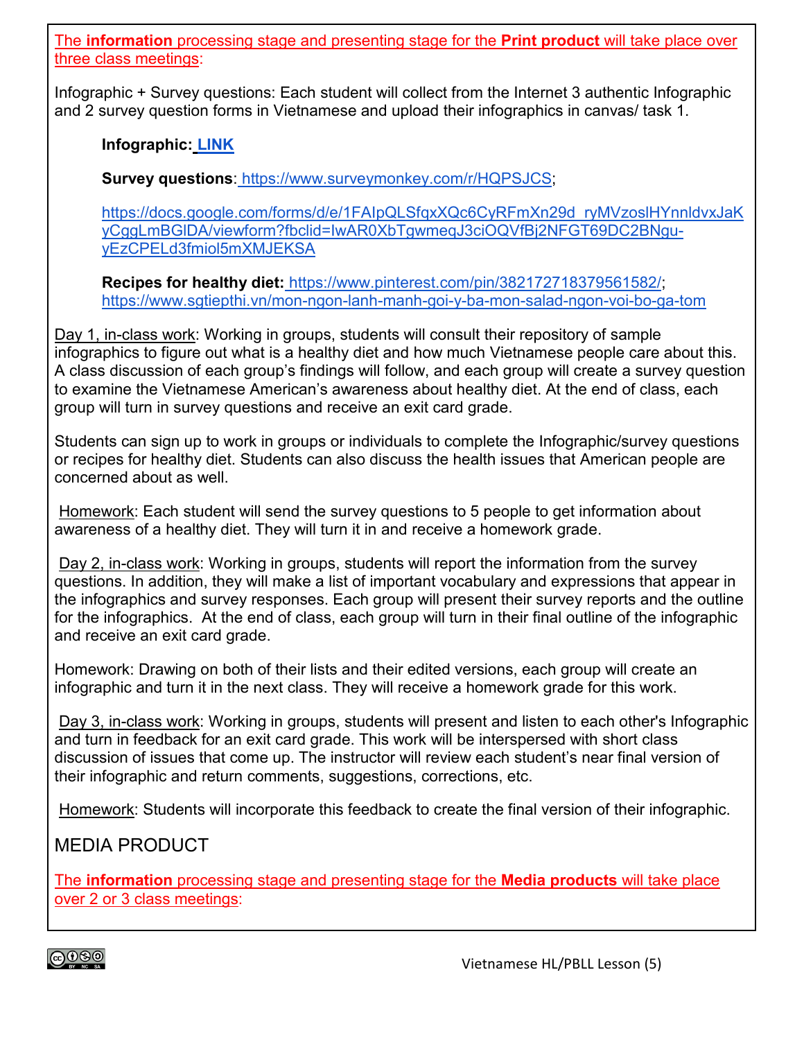The **information** processing stage and presenting stage for the **Print product** will take place over three class meetings:

Infographic + Survey questions: Each student will collect from the Internet 3 authentic Infographic and 2 survey question forms in Vietnamese and upload their infographics in canvas/ task 1.

**Infographic:** LINK

**Survey questions**: https://www.surveymonkey.com/r/HQPSJCS;

https://docs.google.com/forms/d/e/1FAIpQLSfqxXQc6CyRFmXn29d_ryMVzoslHYnnldvxJaKyCggLmBGlDA/viewform?fbclid=IwAR0XbTgwmeqJ3ciOQVfBj2NFGT69DC2BNgu-yEzCPELd3fmiol5mXMJEKSA

**Recipes for healthy diet:** https://www.pinterest.com/pin/382172718379561582/; https://www.sgtiepthi.vn/mon-ngon-lanh-manh-goi-y-ba-mon-salad-ngon-voi-bo-ga-tom

Day 1, in-class work: Working in groups, students will consult their repository of sample infographics to figure out what is a healthy diet and how much Vietnamese people care about this. A class discussion of each group's findings will follow, and each group will create a survey question to examine the Vietnamese American's awareness about healthy diet. At the end of class, each group will turn in survey questions and receive an exit card grade.

Students can sign up to work in groups or individuals to complete the Infographic/survey questions or recipes for healthy diet. Students can also discuss the health issues that American people are concerned about as well.

Homework: Each student will send the survey questions to 5 people to get information about awareness of a healthy diet. They will turn it in and receive a homework grade.

Day 2, in-class work: Working in groups, students will report the information from the survey questions. In addition, they will make a list of important vocabulary and expressions that appear in the infographics and survey responses. Each group will present their survey reports and the outline for the infographics. At the end of class, each group will turn in their final outline of the infographic and receive an exit card grade.

Homework: Drawing on both of their lists and their edited versions, each group will create an infographic and turn it in the next class. They will receive a homework grade for this work.

Day 3, in-class work: Working in groups, students will present and listen to each other's Infographic and turn in feedback for an exit card grade. This work will be interspersed with short class discussion of issues that come up. The instructor will review each student's near final version of their infographic and return comments, suggestions, corrections, etc.

Homework: Students will incorporate this feedback to create the final version of their infographic.

## MEDIA PRODUCT

The **information** processing stage and presenting stage for the **Media products** will take place over 2 or 3 class meetings: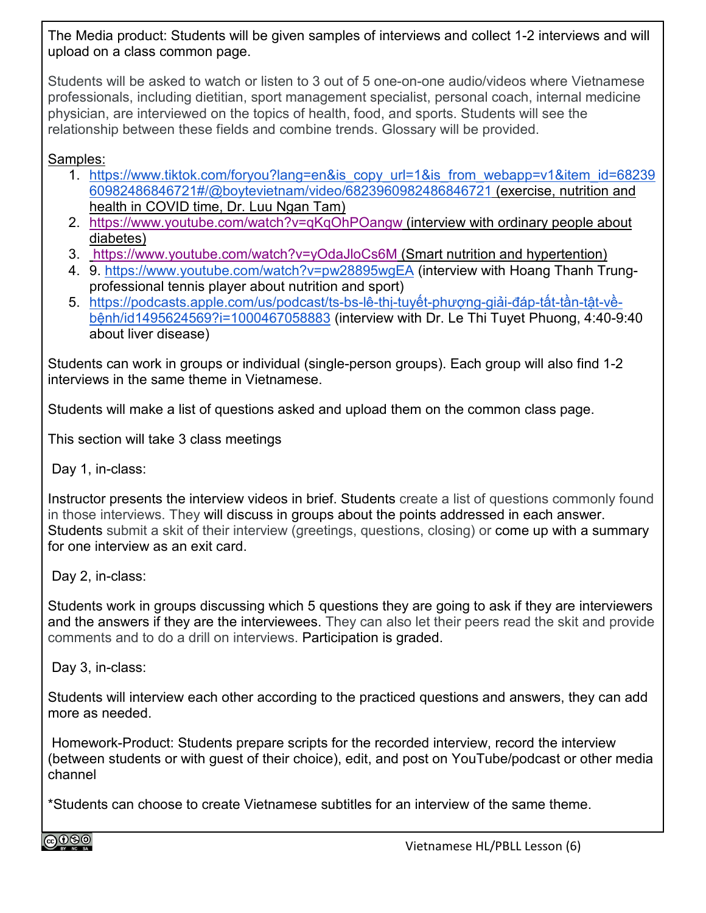The Media product: Students will be given samples of interviews and collect 1-2 interviews and will upload on a class common page.

Students will be asked to watch or listen to 3 out of 5 one-on-one audio/videos where Vietnamese professionals, including dietitian, sport management specialist, personal coach, internal medicine physician, are interviewed on the topics of health, food, and sports. Students will see the relationship between these fields and combine trends. Glossary will be provided.

Samples:

1. https://www.tiktok.com/foryou?lang=en&is_copy_url=1&is_from_webapp=v1&item_id=6823960982486846721#/@boytevietnam/video/6823960982486846721 (exercise, nutrition and health in COVID time, Dr. Luu Ngan Tam)
2. https://www.youtube.com/watch?v=qKqOhPOangw (interview with ordinary people about diabetes)
3. https://www.youtube.com/watch?v=yOdaJloCs6M (Smart nutrition and hypertention)
4. 9. https://www.youtube.com/watch?v=pw28895wgEA (interview with Hoang Thanh Trung- professional tennis player about nutrition and sport)
5. https://podcasts.apple.com/us/podcast/ts-bs-lê-thị-tuyết-phượng-giải-đáp-tất-tần-tật-về-bệnh/id1495624569?i=1000467058883 (interview with Dr. Le Thi Tuyet Phuong, 4:40-9:40 about liver disease)

Students can work in groups or individual (single-person groups). Each group will also find 1-2 interviews in the same theme in Vietnamese.

Students will make a list of questions asked and upload them on the common class page.

This section will take 3 class meetings

Day 1, in-class:

Instructor presents the interview videos in brief. Students create a list of questions commonly found in those interviews. They will discuss in groups about the points addressed in each answer. Students submit a skit of their interview (greetings, questions, closing) or come up with a summary for one interview as an exit card.

Day 2, in-class:

Students work in groups discussing which 5 questions they are going to ask if they are interviewers and the answers if they are the interviewees. They can also let their peers read the skit and provide comments and to do a drill on interviews. Participation is graded.

Day 3, in-class:

Students will interview each other according to the practiced questions and answers, they can add more as needed.

Homework-Product: Students prepare scripts for the recorded interview, record the interview (between students or with guest of their choice), edit, and post on YouTube/podcast or other media channel

*Students can choose to create Vietnamese subtitles for an interview of the same theme.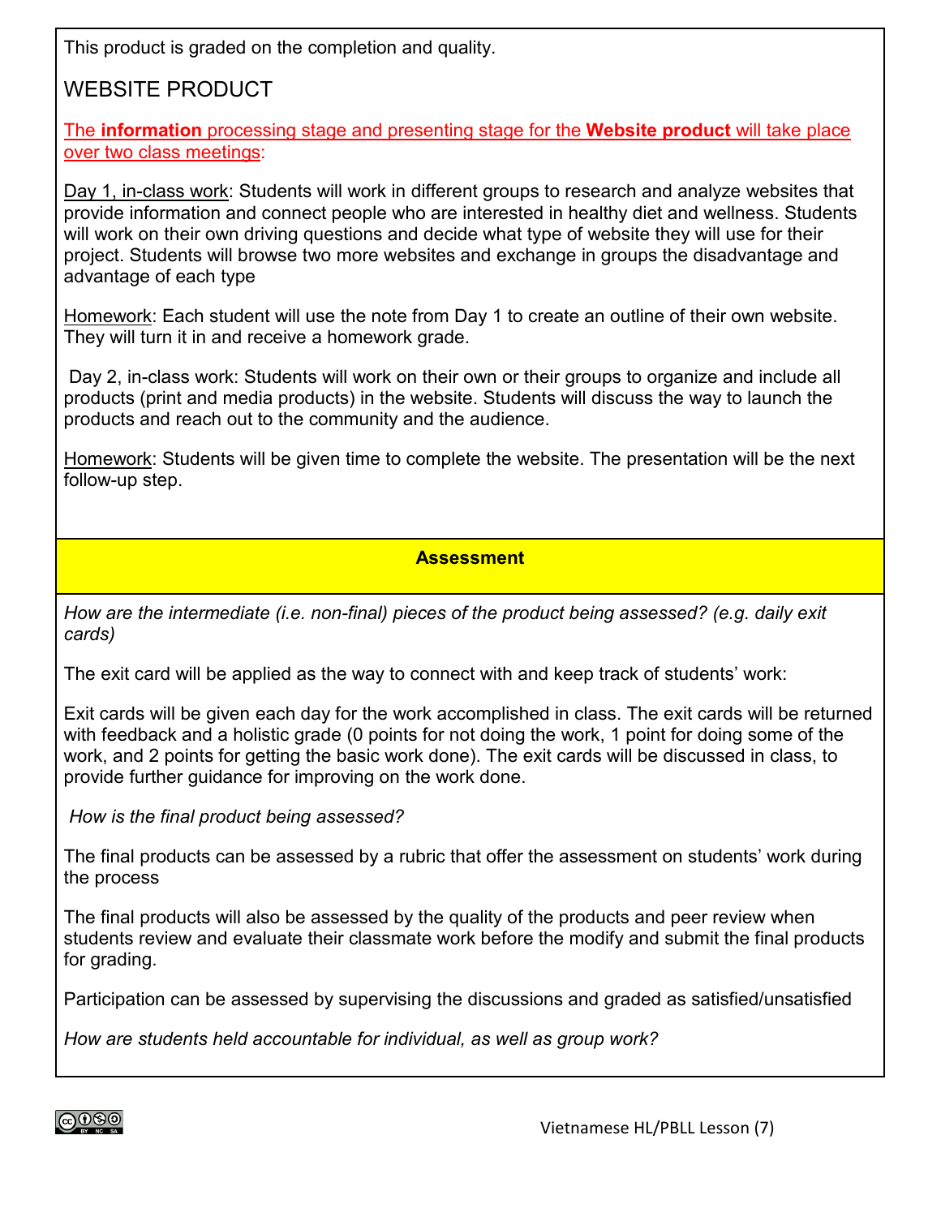This product is graded on the completion and quality.

## WEBSITE PRODUCT

The **information** processing stage and presenting stage for the **Website product** will take place over two class meetings:

Day 1, in-class work: Students will work in different groups to research and analyze websites that provide information and connect people who are interested in healthy diet and wellness. Students will work on their own driving questions and decide what type of website they will use for their project. Students will browse two more websites and exchange in groups the disadvantage and advantage of each type

Homework: Each student will use the note from Day 1 to create an outline of their own website. They will turn it in and receive a homework grade.

Day 2, in-class work: Students will work on their own or their groups to organize and include all products (print and media products) in the website. Students will discuss the way to launch the products and reach out to the community and the audience.

Homework: Students will be given time to complete the website. The presentation will be the next follow-up step.

## Assessment

*How are the intermediate (i.e. non-final) pieces of the product being assessed? (e.g. daily exit cards)*

The exit card will be applied as the way to connect with and keep track of students' work:

Exit cards will be given each day for the work accomplished in class. The exit cards will be returned with feedback and a holistic grade (0 points for not doing the work, 1 point for doing some of the work, and 2 points for getting the basic work done). The exit cards will be discussed in class, to provide further guidance for improving on the work done.

*How is the final product being assessed?*

The final products can be assessed by a rubric that offer the assessment on students' work during the process

The final products will also be assessed by the quality of the products and peer review when students review and evaluate their classmate work before the modify and submit the final products for grading.

Participation can be assessed by supervising the discussions and graded as satisfied/unsatisfied

*How are students held accountable for individual, as well as group work?*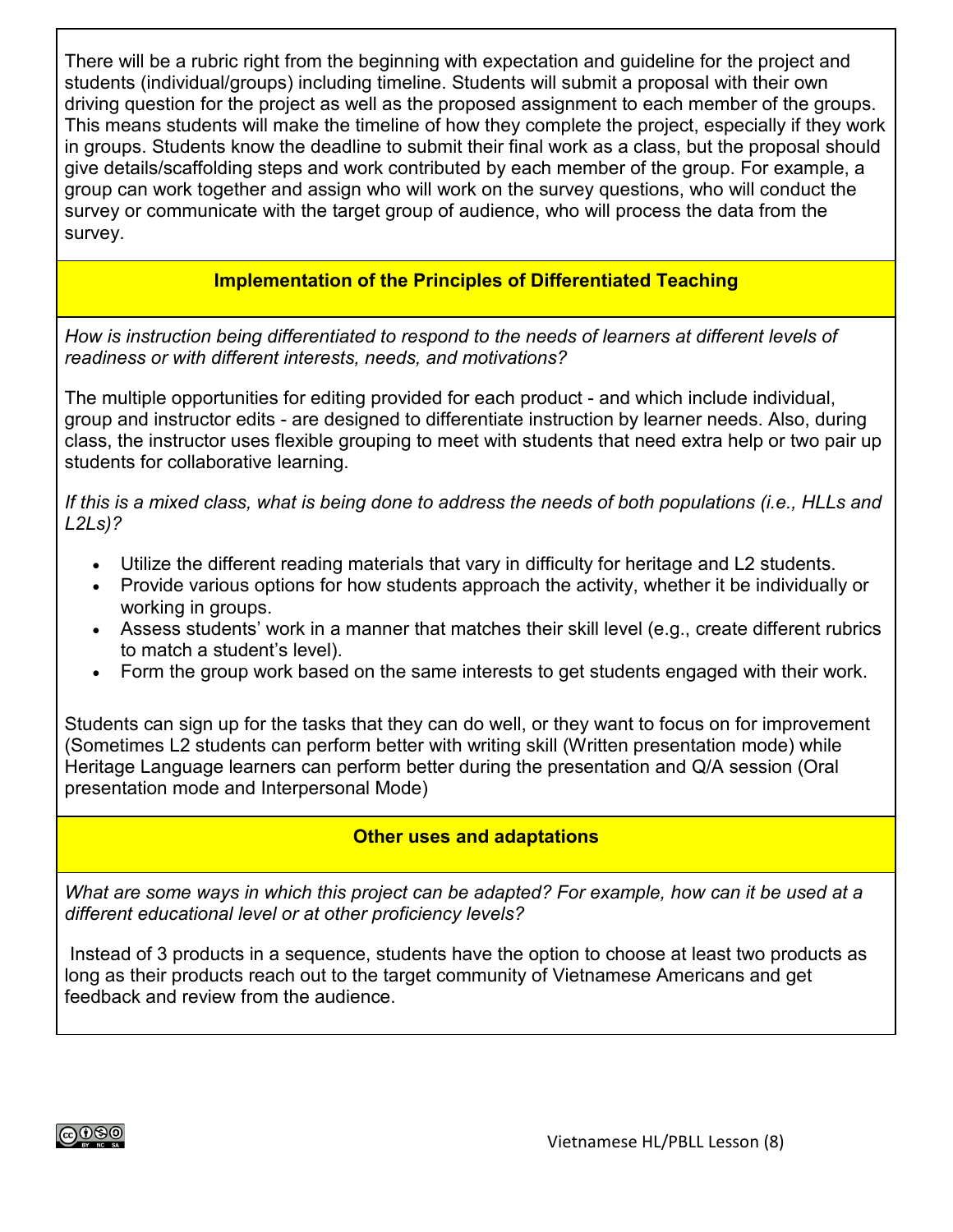There will be a rubric right from the beginning with expectation and guideline for the project and students (individual/groups) including timeline. Students will submit a proposal with their own driving question for the project as well as the proposed assignment to each member of the groups. This means students will make the timeline of how they complete the project, especially if they work in groups. Students know the deadline to submit their final work as a class, but the proposal should give details/scaffolding steps and work contributed by each member of the group. For example, a group can work together and assign who will work on the survey questions, who will conduct the survey or communicate with the target group of audience, who will process the data from the survey.

## Implementation of the Principles of Differentiated Teaching

*How is instruction being differentiated to respond to the needs of learners at different levels of readiness or with different interests, needs, and motivations?*

The multiple opportunities for editing provided for each product - and which include individual, group and instructor edits - are designed to differentiate instruction by learner needs. Also, during class, the instructor uses flexible grouping to meet with students that need extra help or two pair up students for collaborative learning.

*If this is a mixed class, what is being done to address the needs of both populations (i.e., HLLs and L2Ls)?*

- Utilize the different reading materials that vary in difficulty for heritage and L2 students.
- Provide various options for how students approach the activity, whether it be individually or working in groups.
- Assess students' work in a manner that matches their skill level (e.g., create different rubrics to match a student's level).
- Form the group work based on the same interests to get students engaged with their work.

Students can sign up for the tasks that they can do well, or they want to focus on for improvement (Sometimes L2 students can perform better with writing skill (Written presentation mode) while Heritage Language learners can perform better during the presentation and Q/A session (Oral presentation mode and Interpersonal Mode)

## Other uses and adaptations

*What are some ways in which this project can be adapted? For example, how can it be used at a different educational level or at other proficiency levels?*

Instead of 3 products in a sequence, students have the option to choose at least two products as long as their products reach out to the target community of Vietnamese Americans and get feedback and review from the audience.